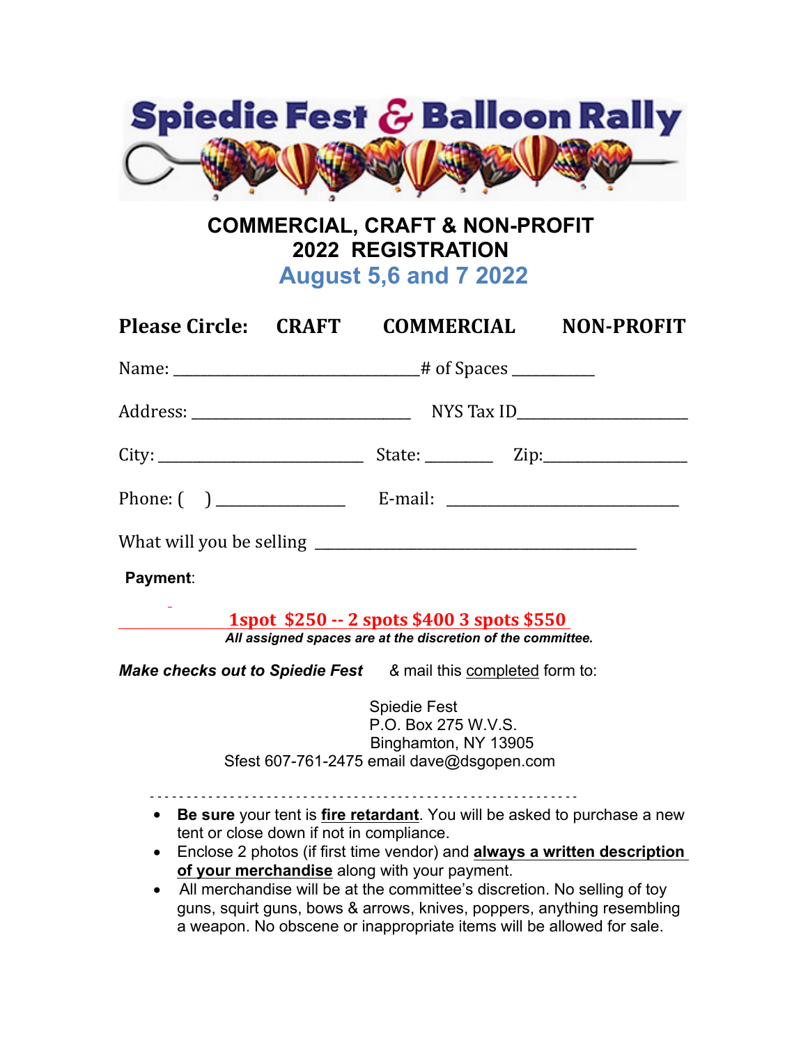# Spiedie Fest & Balloon Rally

## COMMERCIAL, CRAFT & NON-PROFIT
## 2022 REGISTRATION
## August 5,6 and 7 2022

**Please Circle: CRAFT COMMERCIAL NON-PROFIT**

Name: ________________________________# of Spaces __________

Address: ____________________________ NYS Tax ID_____________________

City: __________________________ State: ________ Zip:_________________

Phone: ( ) _______________ E-mail: ______________________________

What will you be selling __________________________________________

**Payment**:

**1spot $250 -- 2 spots $400 3 spots $550**

***All assigned spaces are at the discretion of the committee.***

***Make checks out to Spiedie Fest*** & mail this completed form to:

Spiedie Fest
P.O. Box 275 W.V.S.
Binghamton, NY 13905
Sfest 607-761-2475 email dave@dsgopen.com

- - - - - - - - - - - - - - - - - - - - - - - - - - - - - - - - - - - - - - - - - - - - - - - - - - - - - - - - - - -

- **Be sure** your tent is **fire retardant**. You will be asked to purchase a new tent or close down if not in compliance.
- Enclose 2 photos (if first time vendor) and **always a written description of your merchandise** along with your payment.
- All merchandise will be at the committee's discretion. No selling of toy guns, squirt guns, bows & arrows, knives, poppers, anything resembling a weapon. No obscene or inappropriate items will be allowed for sale.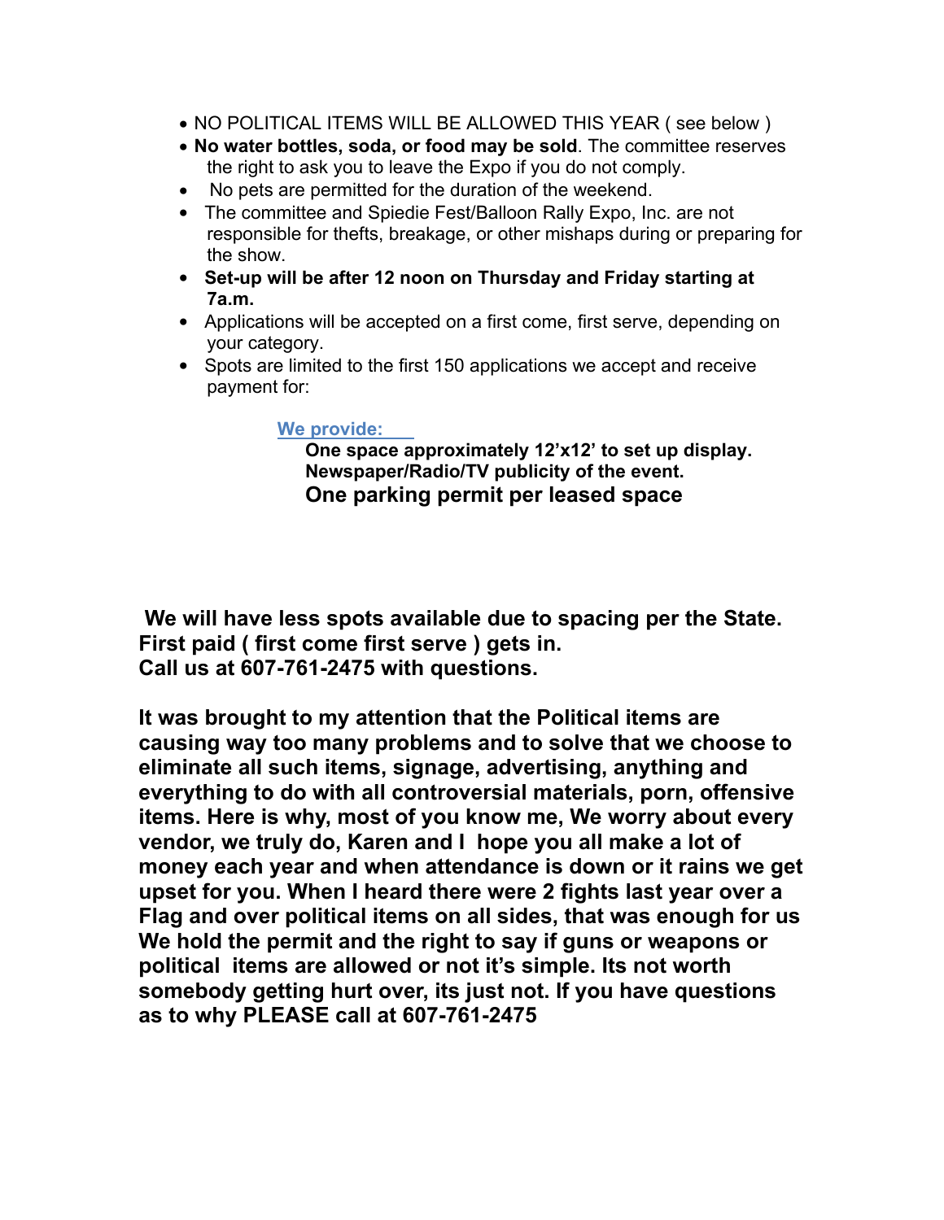- NO POLITICAL ITEMS WILL BE ALLOWED THIS YEAR ( see below )
- **No water bottles, soda, or food may be sold**. The committee reserves the right to ask you to leave the Expo if you do not comply.
- No pets are permitted for the duration of the weekend.
- The committee and Spiedie Fest/Balloon Rally Expo, Inc. are not responsible for thefts, breakage, or other mishaps during or preparing for the show.
- **Set-up will be after 12 noon on Thursday and Friday starting at 7a.m.**
- Applications will be accepted on a first come, first serve, depending on your category.
- Spots are limited to the first 150 applications we accept and receive payment for:

**We provide:**

**One space approximately 12'x12' to set up display.**
**Newspaper/Radio/TV publicity of the event.**
**One parking permit per leased space**

**We will have less spots available due to spacing per the State.**
**First paid ( first come first serve ) gets in.**
**Call us at 607-761-2475 with questions.**

**It was brought to my attention that the Political items are causing way too many problems and to solve that we choose to eliminate all such items, signage, advertising, anything and everything to do with all controversial materials, porn, offensive items. Here is why, most of you know me, We worry about every vendor, we truly do, Karen and I hope you all make a lot of money each year and when attendance is down or it rains we get upset for you. When I heard there were 2 fights last year over a Flag and over political items on all sides, that was enough for us We hold the permit and the right to say if guns or weapons or political items are allowed or not it's simple. Its not worth somebody getting hurt over, its just not. If you have questions as to why PLEASE call at 607-761-2475**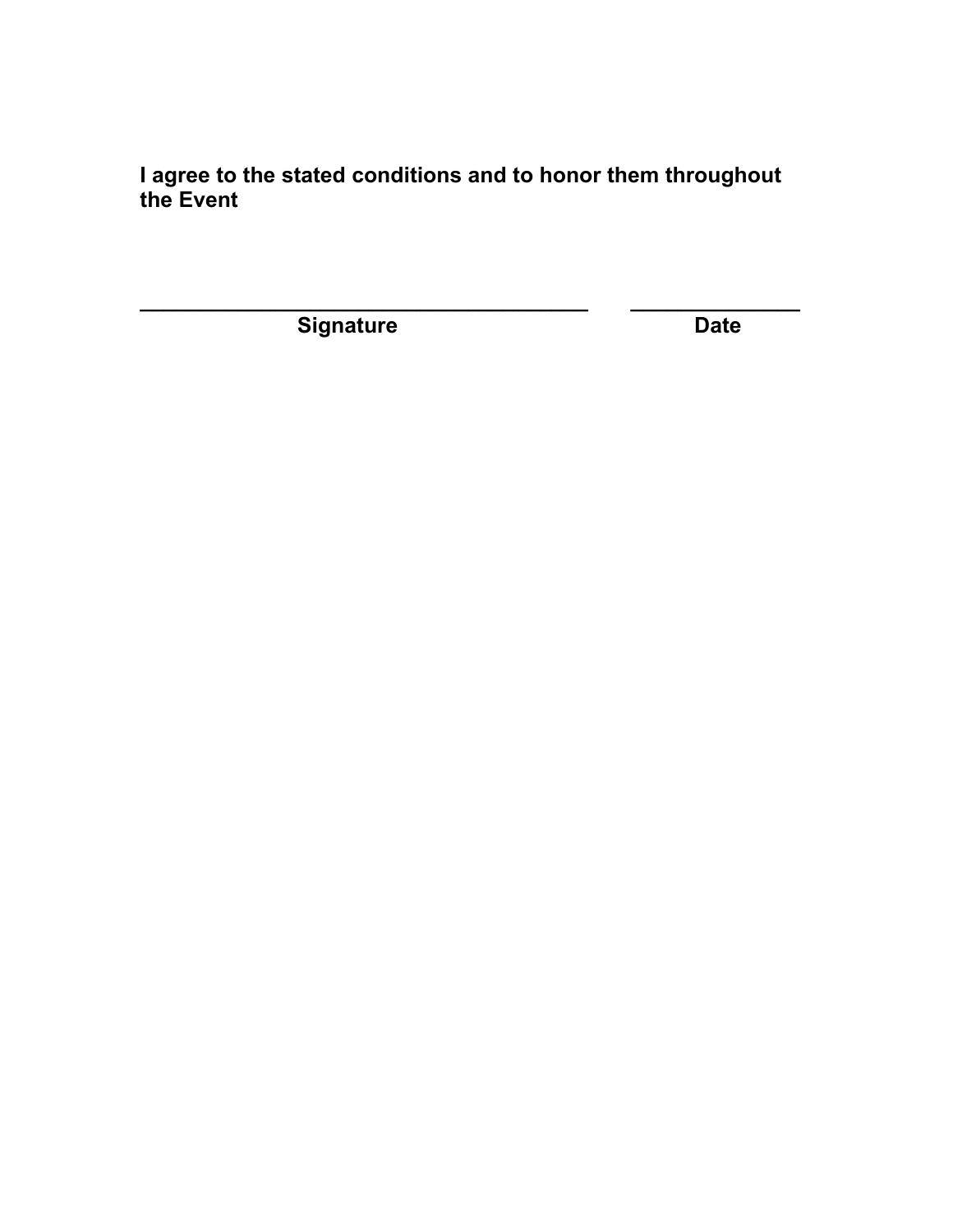**I agree to the stated conditions and to honor them throughout the Event**

\_\_\_\_\_\_\_\_\_\_\_\_\_\_\_\_\_\_\_\_\_\_\_\_\_\_\_\_\_\_\_\_\_\_\_\_\_\_\_\_\_ \_\_\_\_\_\_\_\_\_\_\_\_\_\_\_\_

| | |
|---|---|
| **Signature** | **Date** |